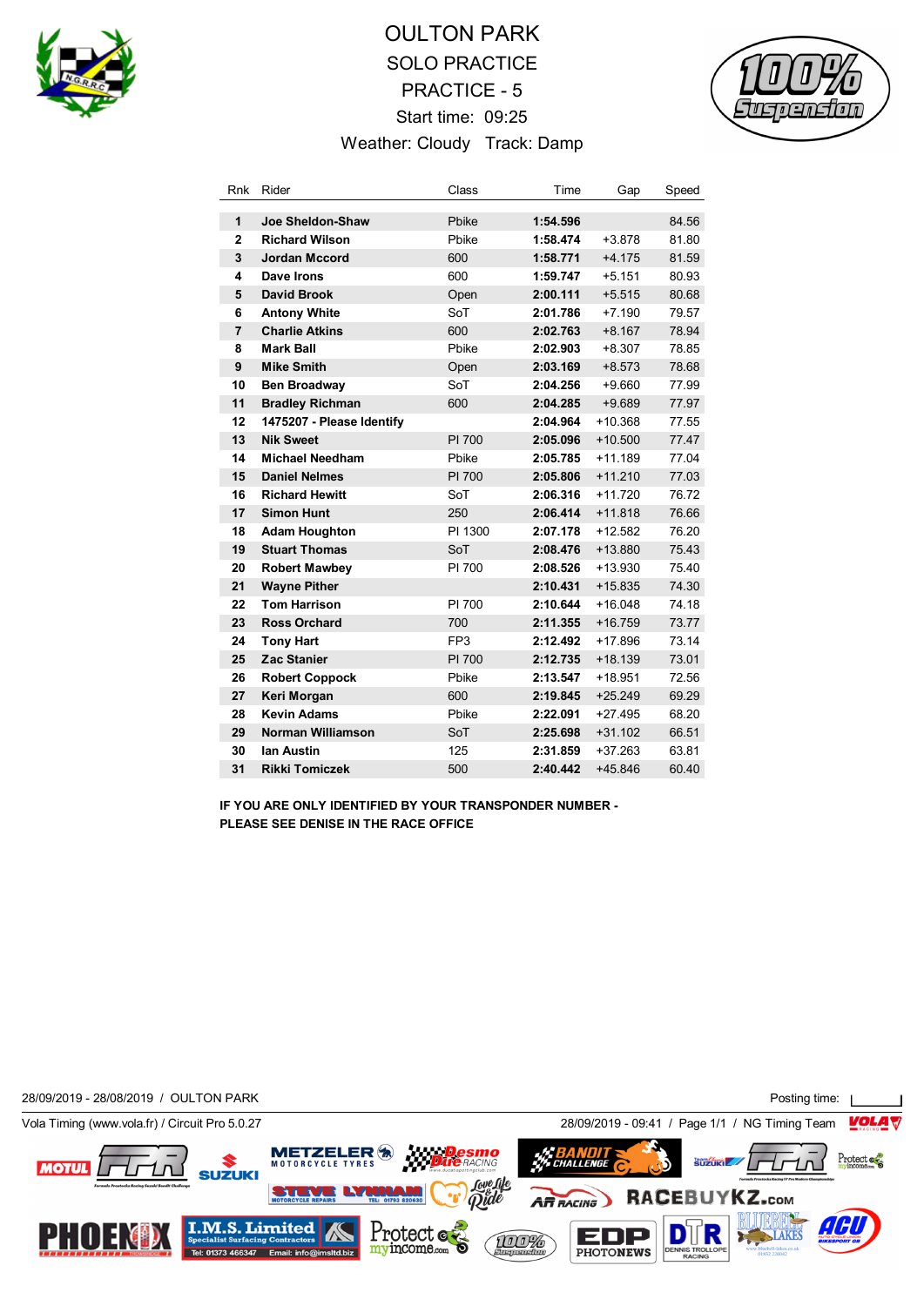# OULTON PARK

## SOLO PRACTICE

## PRACTICE - 5

Start time: 09:25

Weather: Cloudy   Track: Damp

| Rnk | Rider | Class | Time | Gap | Speed |
|---|---|---|---|---|---|
| 1 | **Joe Sheldon-Shaw** | Pbike | **1:54.596** | | 84.56 |
| 2 | **Richard Wilson** | Pbike | **1:58.474** | +3.878 | 81.80 |
| 3 | **Jordan Mccord** | 600 | **1:58.771** | +4.175 | 81.59 |
| 4 | **Dave Irons** | 600 | **1:59.747** | +5.151 | 80.93 |
| 5 | **David Brook** | Open | **2:00.111** | +5.515 | 80.68 |
| 6 | **Antony White** | SoT | **2:01.786** | +7.190 | 79.57 |
| 7 | **Charlie Atkins** | 600 | **2:02.763** | +8.167 | 78.94 |
| 8 | **Mark Ball** | Pbike | **2:02.903** | +8.307 | 78.85 |
| 9 | **Mike Smith** | Open | **2:03.169** | +8.573 | 78.68 |
| 10 | **Ben Broadway** | SoT | **2:04.256** | +9.660 | 77.99 |
| 11 | **Bradley Richman** | 600 | **2:04.285** | +9.689 | 77.97 |
| 12 | **1475207 - Please Identify** | | **2:04.964** | +10.368 | 77.55 |
| 13 | **Nik Sweet** | PI 700 | **2:05.096** | +10.500 | 77.47 |
| 14 | **Michael Needham** | Pbike | **2:05.785** | +11.189 | 77.04 |
| 15 | **Daniel Nelmes** | PI 700 | **2:05.806** | +11.210 | 77.03 |
| 16 | **Richard Hewitt** | SoT | **2:06.316** | +11.720 | 76.72 |
| 17 | **Simon Hunt** | 250 | **2:06.414** | +11.818 | 76.66 |
| 18 | **Adam Houghton** | PI 1300 | **2:07.178** | +12.582 | 76.20 |
| 19 | **Stuart Thomas** | SoT | **2:08.476** | +13.880 | 75.43 |
| 20 | **Robert Mawbey** | PI 700 | **2:08.526** | +13.930 | 75.40 |
| 21 | **Wayne Pither** | | **2:10.431** | +15.835 | 74.30 |
| 22 | **Tom Harrison** | PI 700 | **2:10.644** | +16.048 | 74.18 |
| 23 | **Ross Orchard** | 700 | **2:11.355** | +16.759 | 73.77 |
| 24 | **Tony Hart** | FP3 | **2:12.492** | +17.896 | 73.14 |
| 25 | **Zac Stanier** | PI 700 | **2:12.735** | +18.139 | 73.01 |
| 26 | **Robert Coppock** | Pbike | **2:13.547** | +18.951 | 72.56 |
| 27 | **Keri Morgan** | 600 | **2:19.845** | +25.249 | 69.29 |
| 28 | **Kevin Adams** | Pbike | **2:22.091** | +27.495 | 68.20 |
| 29 | **Norman Williamson** | SoT | **2:25.698** | +31.102 | 66.51 |
| 30 | **Ian Austin** | 125 | **2:31.859** | +37.263 | 63.81 |
| 31 | **Rikki Tomiczek** | 500 | **2:40.442** | +45.846 | 60.40 |

**IF YOU ARE ONLY IDENTIFIED BY YOUR TRANSPONDER NUMBER - PLEASE SEE DENISE IN THE RACE OFFICE**

28/09/2019 - 28/08/2019 / OULTON PARK    Posting time:

Vola Timing (www.vola.fr) / Circuit Pro 5.0.27    28/09/2019 - 09:41 / Page 1/1 / NG Timing Team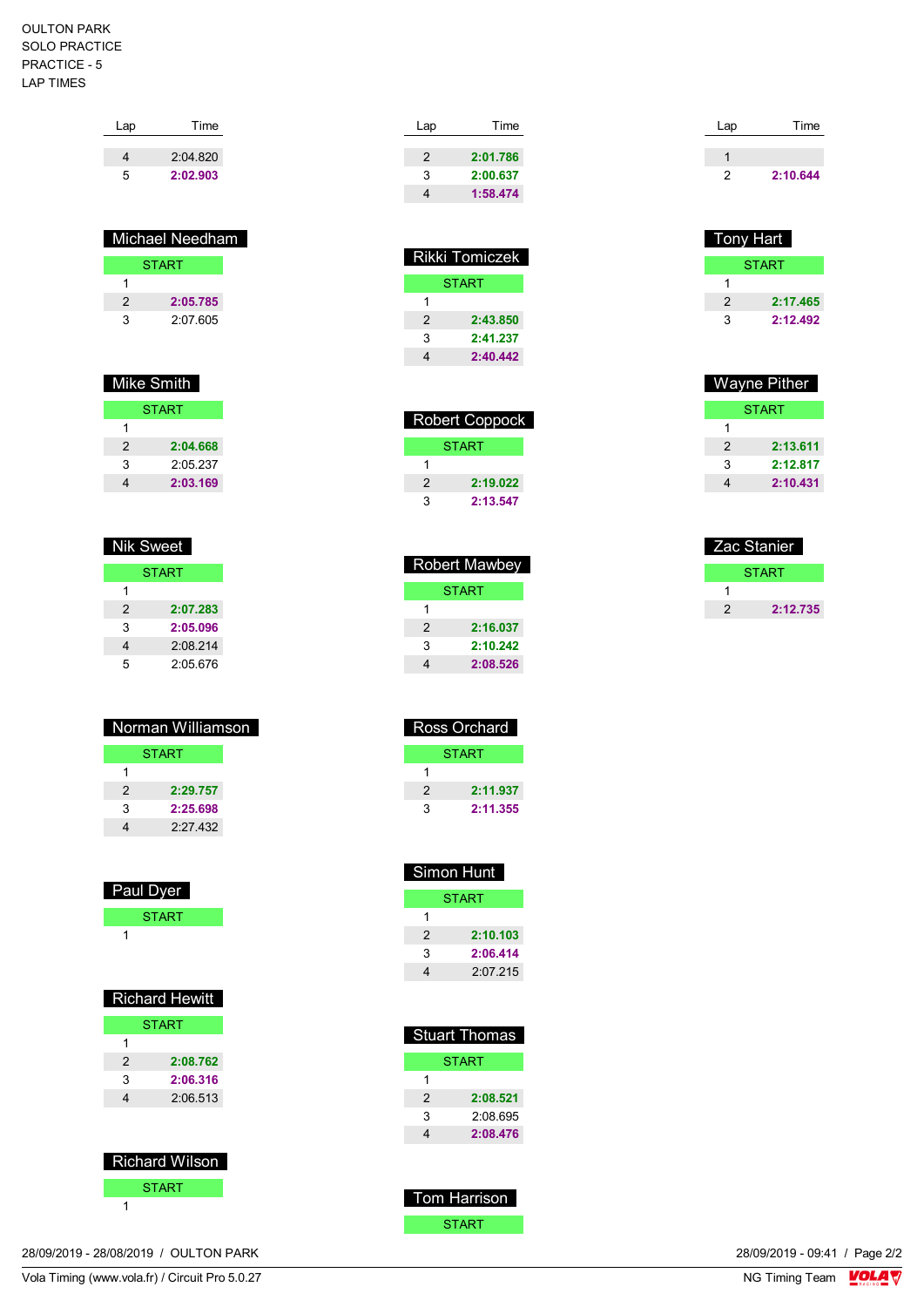OULTON PARK
SOLO PRACTICE
PRACTICE - 5
LAP TIMES

| Lap | Time |
|---|---|
| 4 | 2:04.820 |
| 5 | **2:02.903** |

## Michael Needham

| Lap | Time |
|---|---|
| START | |
| 1 | |
| 2 | **2:05.785** |
| 3 | 2:07.605 |

## Mike Smith

| Lap | Time |
|---|---|
| START | |
| 1 | |
| 2 | **2:04.668** |
| 3 | 2:05.237 |
| 4 | **2:03.169** |

## Nik Sweet

| Lap | Time |
|---|---|
| START | |
| 1 | |
| 2 | **2:07.283** |
| 3 | **2:05.096** |
| 4 | 2:08.214 |
| 5 | 2:05.676 |

## Norman Williamson

| Lap | Time |
|---|---|
| START | |
| 1 | |
| 2 | **2:29.757** |
| 3 | **2:25.698** |
| 4 | 2:27.432 |

## Paul Dyer

| Lap | Time |
|---|---|
| START | |
| 1 | |

## Richard Hewitt

| Lap | Time |
|---|---|
| START | |
| 1 | |
| 2 | **2:08.762** |
| 3 | **2:06.316** |
| 4 | 2:06.513 |

## Richard Wilson

| Lap | Time |
|---|---|
| START | |
| 1 | |

| Lap | Time |
|---|---|
| 2 | **2:01.786** |
| 3 | **2:00.637** |
| 4 | **1:58.474** |

## Rikki Tomiczek

| Lap | Time |
|---|---|
| START | |
| 1 | |
| 2 | **2:43.850** |
| 3 | **2:41.237** |
| 4 | **2:40.442** |

## Robert Coppock

| Lap | Time |
|---|---|
| START | |
| 1 | |
| 2 | **2:19.022** |
| 3 | **2:13.547** |

## Robert Mawbey

| Lap | Time |
|---|---|
| START | |
| 1 | |
| 2 | **2:16.037** |
| 3 | **2:10.242** |
| 4 | **2:08.526** |

## Ross Orchard

| Lap | Time |
|---|---|
| START | |
| 1 | |
| 2 | **2:11.937** |
| 3 | **2:11.355** |

## Simon Hunt

| Lap | Time |
|---|---|
| START | |
| 1 | |
| 2 | **2:10.103** |
| 3 | **2:06.414** |
| 4 | 2:07.215 |

## Stuart Thomas

| Lap | Time |
|---|---|
| START | |
| 1 | |
| 2 | **2:08.521** |
| 3 | 2:08.695 |
| 4 | **2:08.476** |

## Tom Harrison

| Lap | Time |
|---|---|
| START | |

| Lap | Time |
|---|---|
| 1 | |
| 2 | **2:10.644** |

## Tony Hart

| Lap | Time |
|---|---|
| START | |
| 1 | |
| 2 | **2:17.465** |
| 3 | **2:12.492** |

## Wayne Pither

| Lap | Time |
|---|---|
| START | |
| 1 | |
| 2 | **2:13.611** |
| 3 | **2:12.817** |
| 4 | **2:10.431** |

## Zac Stanier

| Lap | Time |
|---|---|
| START | |
| 1 | |
| 2 | **2:12.735** |

28/09/2019 - 28/08/2019 / OULTON PARK

28/09/2019 - 09:41

Vola Timing (www.vola.fr) / Circuit Pro 5.0.27

NG Timing Team